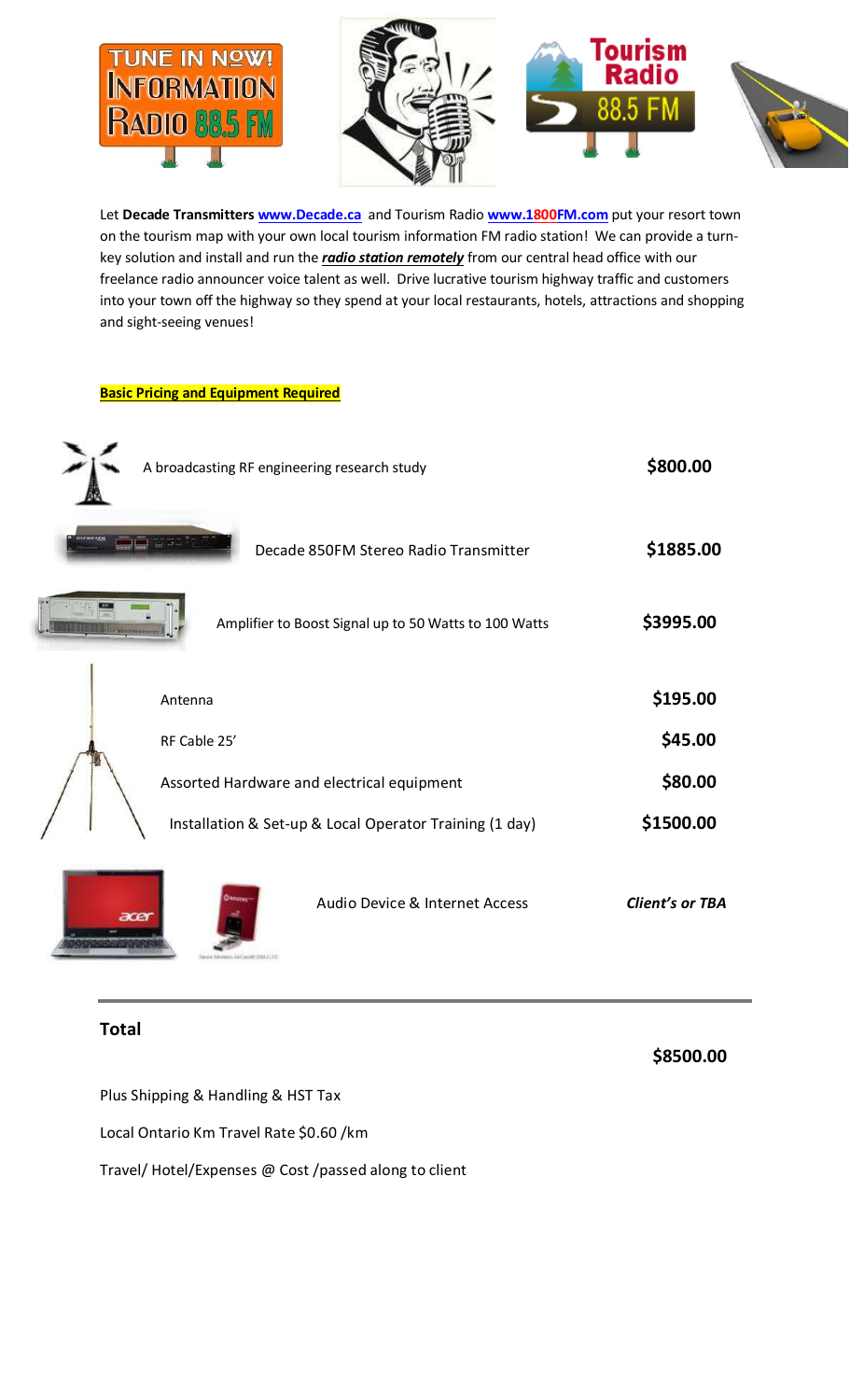Let **Decade Transmitters** [www.Decade.ca](http://www.Decade.ca) and Tourism Radio [www.1800FM.com](http://www.1800FM.com) put your resort town on the tourism map with your own local tourism information FM radio station! We can provide a turn-key solution and install and run the ***radio station remotely*** from our central head office with our freelance radio announcer voice talent as well. Drive lucrative tourism highway traffic and customers into your town off the highway so they spend at your local restaurants, hotels, attractions and shopping and sight-seeing venues!

**Basic Pricing and Equipment Required**

| Item | Price |
|---|---|
| A broadcasting RF engineering research study | **$800.00** |
| Decade 850FM Stereo Radio Transmitter | **$1885.00** |
| Amplifier to Boost Signal up to 50 Watts to 100 Watts | **$3995.00** |
| Antenna | **$195.00** |
| RF Cable 25’ | **$45.00** |
| Assorted Hardware and electrical equipment | **$80.00** |
| Installation & Set-up & Local Operator Training (1 day) | **$1500.00** |
| Audio Device & Internet Access | ***Client’s or TBA*** |

**Total** **$8500.00**

Plus Shipping & Handling & HST Tax

Local Ontario Km Travel Rate $0.60 /km

Travel/ Hotel/Expenses @ Cost /passed along to client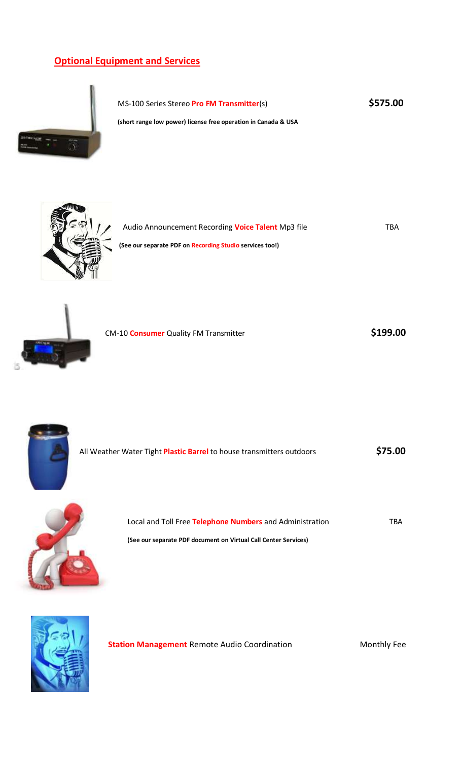## Optional Equipment and Services

MS-100 Series Stereo **Pro FM Transmitter**(s) — **$575.00**

**(short range low power) license free operation in Canada & USA**

Audio Announcement Recording **Voice Talent** Mp3 file — TBA

**(See our separate PDF on Recording Studio services too!)**

CM-10 **Consumer** Quality FM Transmitter — **$199.00**

All Weather Water Tight **Plastic Barrel** to house transmitters outdoors — **$75.00**

Local and Toll Free **Telephone Numbers** and Administration — TBA

**(See our separate PDF document on Virtual Call Center Services)**

**Station Management** Remote Audio Coordination — Monthly Fee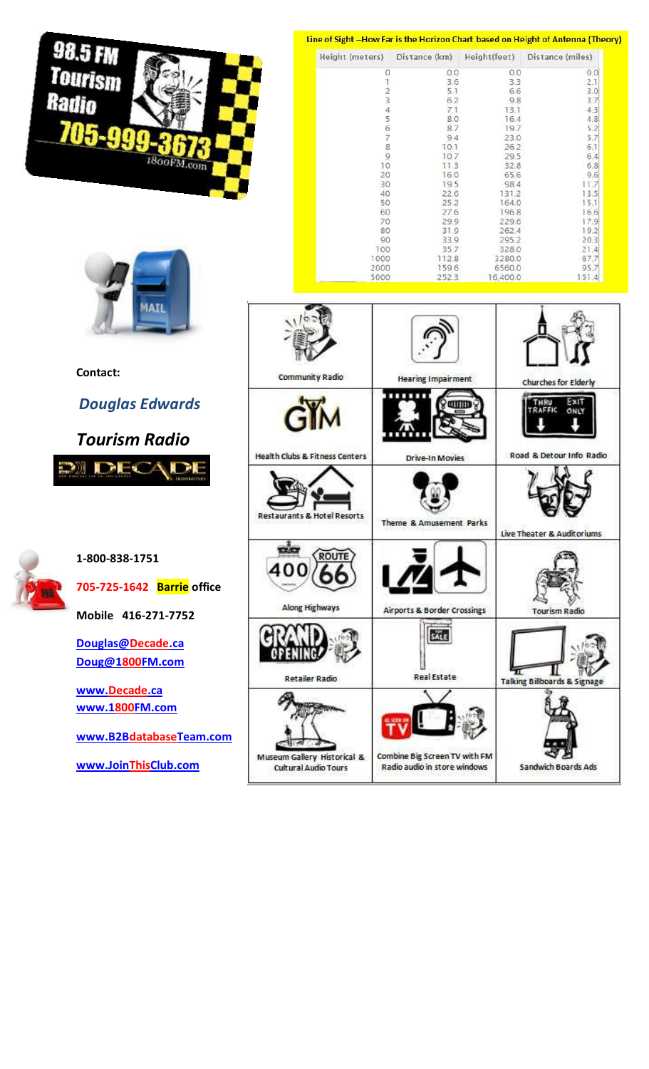98.5 FM Tourism Radio 705-999-3673 1800FM.com

**Line of Sight – How Far is the Horizon Chart based on Height of Antenna (Theory)**

| Height (meters) | Distance (km) | Height(feet) | Distance (miles) |
|---|---|---|---|
| 0 | 0.0 | 0.0 | 0.0 |
| 1 | 3.6 | 3.3 | 2.1 |
| 2 | 5.1 | 6.6 | 3.0 |
| 3 | 6.2 | 9.8 | 3.7 |
| 4 | 7.1 | 13.1 | 4.3 |
| 5 | 8.0 | 16.4 | 4.8 |
| 6 | 8.7 | 19.7 | 5.2 |
| 7 | 9.4 | 23.0 | 5.7 |
| 8 | 10.1 | 26.2 | 6.1 |
| 9 | 10.7 | 29.5 | 6.4 |
| 10 | 11.3 | 32.8 | 6.8 |
| 20 | 16.0 | 65.6 | 9.6 |
| 30 | 19.5 | 98.4 | 11.7 |
| 40 | 22.6 | 131.2 | 13.5 |
| 50 | 25.2 | 164.0 | 15.1 |
| 60 | 27.6 | 196.8 | 16.6 |
| 70 | 29.9 | 229.6 | 17.9 |
| 80 | 31.9 | 262.4 | 19.2 |
| 90 | 33.9 | 295.2 | 20.3 |
| 100 | 35.7 | 328.0 | 21.4 |
| 1000 | 112.8 | 3280.0 | 67.7 |
| 2000 | 159.6 | 6560.0 | 95.7 |
| 5000 | 252.3 | 16,400.0 | 151.4 |

| | | |
|---|---|---|
| Community Radio | Hearing Impairment | Churches for Elderly |
| Health Clubs & Fitness Centers | Drive-In Movies | Road & Detour Info Radio |
| Restaurants & Hotel Resorts | Theme & Amusement Parks | Live Theater & Auditoriums |
| Along Highways | Airports & Border Crossings | Tourism Radio |
| Retailer Radio | Real Estate | Talking Billboards & Signage |
| Museum Gallery Historical & Cultural Audio Tours | Combine Big Screen TV with FM Radio audio in store windows | Sandwich Boards Ads |

**Contact:**

***Douglas Edwards***

***Tourism Radio***

DECADE

**1-800-838-1751**

**705-725-1642 Barrie office**

**Mobile 416-271-7752**

**Douglas@Decade.ca**
**Doug@1800FM.com**

**www.Decade.ca**
**www.1800FM.com**

**www.B2BdatabaseTeam.com**

**www.JoinThisClub.com**